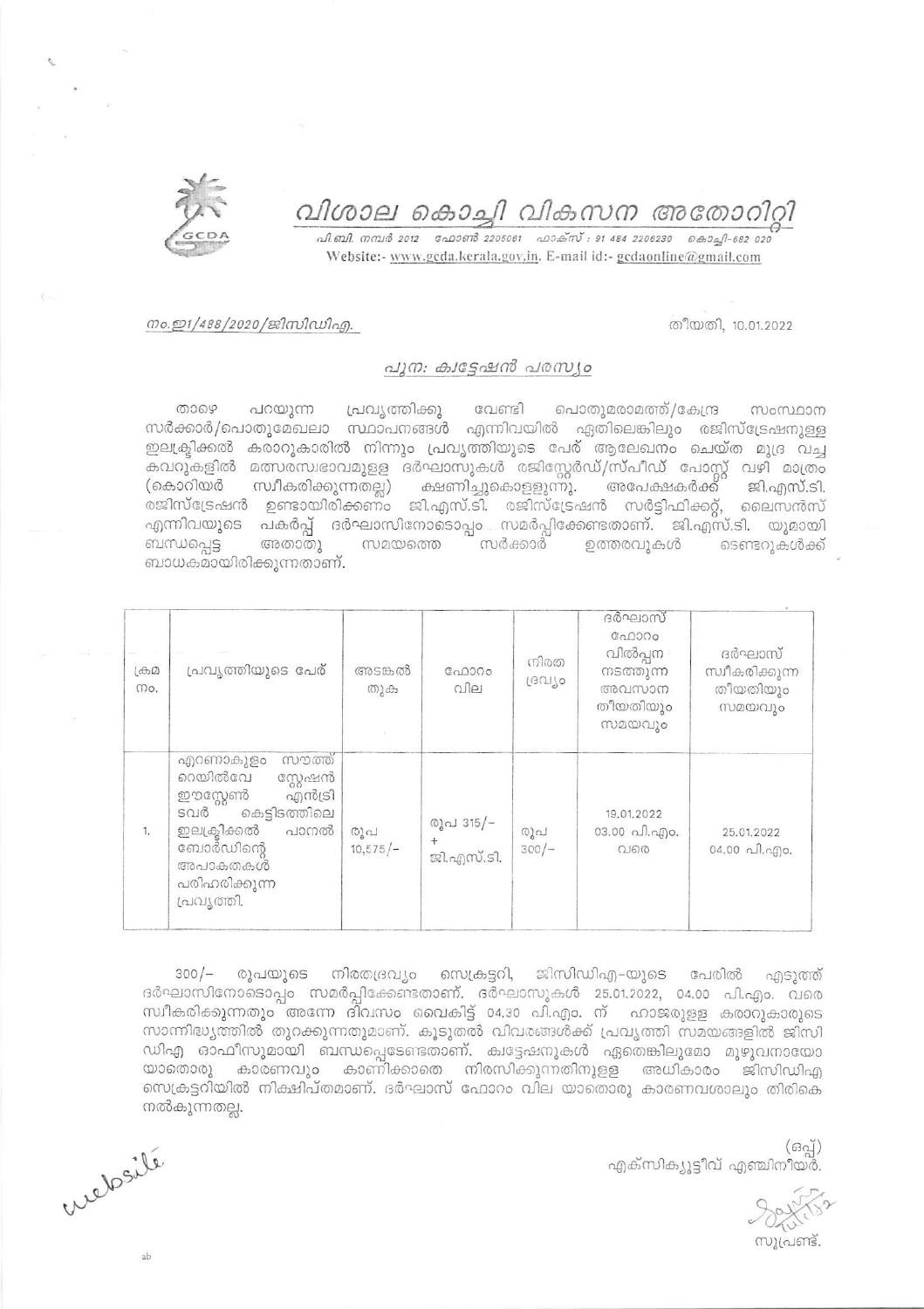# വിശാല കൊച്ചി വികസന അതോറിറ്റി

പി.ബി. നമ്പർ 2012 ഫോൺ 2205061 ഫാക്സ് : 91 484 2206230 കൊച്ചി-682 020

Website:- www.gcda.kerala.gov.in. E-mail id:- gcdaonline@gmail.com

നം.ഇ1/488/2020/ജിസിഡിഎ.

തീയതി, 10.01.2022

## പുനഃ ക്വട്ടേഷൻ പരസ്യം

താഴെ പറയുന്ന പ്രവൃത്തിക്കു വേണ്ടി പൊതുമരാമത്ത്/കേന്ദ്ര സംസ്ഥാന സർക്കാർ/പൊതുമേഖലാ സ്ഥാപനങ്ങൾ എന്നിവയിൽ ഏതിലെങ്കിലും രജിസ്ട്രേഷനുള്ള ഇലക്ട്രിക്കൽ കരാറുകാരിൽ നിന്നും പ്രവൃത്തിയുടെ പേര് ആലേഖനം ചെയ്ത മുദ്ര വച്ച കവറുകളിൽ മത്സരസ്വഭാവമുള്ള ദർഘാസുകൾ രജിസ്റ്റേർഡ്/സ്പീഡ് പോസ്റ്റ് വഴി മാത്രം (കൊറിയർ സ്വീകരിക്കുന്നതല്ല) ക്ഷണിച്ചുകൊള്ളുന്നു. അപേക്ഷകർക്ക് ജി.എസ്.ടി. രജിസ്ട്രേഷൻ ഉണ്ടായിരിക്കണം ജി.എസ്.ടി. രജിസ്ട്രേഷൻ സർട്ടിഫിക്കറ്റ്, ലൈസൻസ് എന്നിവയുടെ പകർപ്പ് ദർഘാസിനോടൊപ്പം സമർപ്പിക്കേണ്ടതാണ്. ജി.എസ്.ടി. യുമായി ബന്ധപ്പെട്ട അതാതു സമയത്തെ സർക്കാർ ഉത്തരവുകൾ ടെണ്ടറുകൾക്ക് ബാധകമായിരിക്കുന്നതാണ്.

| ക്രമ നം. | പ്രവൃത്തിയുടെ പേര് | അടങ്കൽ തുക | ഫോറം വില | നിരത ദ്രവ്യം | ദർഘാസ് ഫോറം വിൽപ്പന നടത്തുന്ന അവസാന തീയതിയും സമയവും | ദർഘാസ് സ്വീകരിക്കുന്ന തീയതിയും സമയവും |
|---|---|---|---|---|---|---|
| 1. | എറണാകുളം സൗത്ത് റെയിൽവേ സ്റ്റേഷൻ ഈസ്റ്റേൺ എൻട്രി ടവർ കെട്ടിടത്തിലെ ഇലക്ട്രിക്കൽ പാനൽ ബോർഡിന്റെ അപാകതകൾ പരിഹരിക്കുന്ന പ്രവൃത്തി. | രൂപ 10,575/- | രൂപ 315/- + ജി.എസ്.ടി. | രൂപ 300/- | 19.01.2022 03.00 പി.എം. വരെ | 25.01.2022 04.00 പി.എം. |

300/- രൂപയുടെ നിരതദ്രവ്യം സെക്രട്ടറി, ജിസിഡിഎ-യുടെ പേരിൽ എടുത്ത് ദർഘാസിനോടൊപ്പം സമർപ്പിക്കേണ്ടതാണ്. ദർഘാസുകൾ 25.01.2022, 04.00 പി.എം. വരെ സ്വീകരിക്കുന്നതും അന്നേ ദിവസം വൈകിട്ട് 04.30 പി.എം. ന് ഹാജരുള്ള കരാറുകാരുടെ സാന്നിദ്ധ്യത്തിൽ തുറക്കുന്നതുമാണ്. കൂടുതൽ വിവരങ്ങൾക്ക് പ്രവൃത്തി സമയങ്ങളിൽ ജിസിഡിഎ ഓഫീസുമായി ബന്ധപ്പെടേണ്ടതാണ്. ക്വട്ടേഷനുകൾ ഏതെങ്കിലുമോ മുഴുവനായോ യാതൊരു കാരണവും കാണിക്കാതെ നിരസിക്കുന്നതിനുള്ള അധികാരം ജിസിഡിഎ സെക്രട്ടറിയിൽ നിക്ഷിപ്തമാണ്. ദർഘാസ് ഫോറം വില യാതൊരു കാരണവശാലും തിരികെ നൽകുന്നതല്ല.

(ഒപ്പ്)
എക്സിക്യൂട്ടീവ് എഞ്ചിനീയർ.

സൂപ്രണ്ട്.

website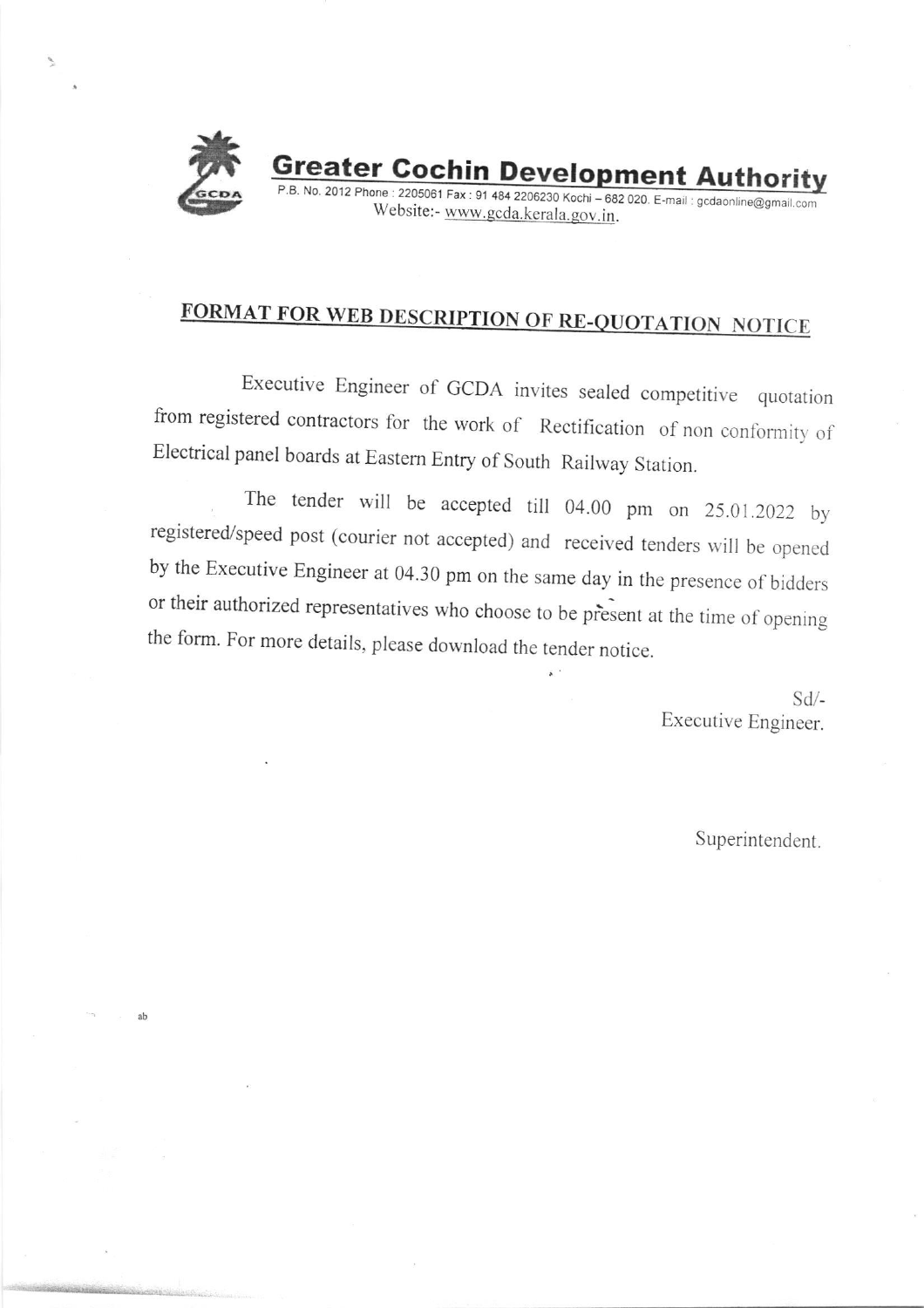# Greater Cochin Development Authority

P.B. No. 2012 Phone : 2205061 Fax : 91 484 2206230 Kochi – 682 020. E-mail : gcdaonline@gmail.com
Website:- www.gcda.kerala.gov.in.

## FORMAT FOR WEB DESCRIPTION OF RE-QUOTATION NOTICE

Executive Engineer of GCDA invites sealed competitive quotation from registered contractors for the work of Rectification of non conformity of Electrical panel boards at Eastern Entry of South Railway Station.

The tender will be accepted till 04.00 pm on 25.01.2022 by registered/speed post (courier not accepted) and received tenders will be opened by the Executive Engineer at 04.30 pm on the same day in the presence of bidders or their authorized representatives who choose to be present at the time of opening the form. For more details, please download the tender notice.

Sd/-
Executive Engineer.

Superintendent.

ab